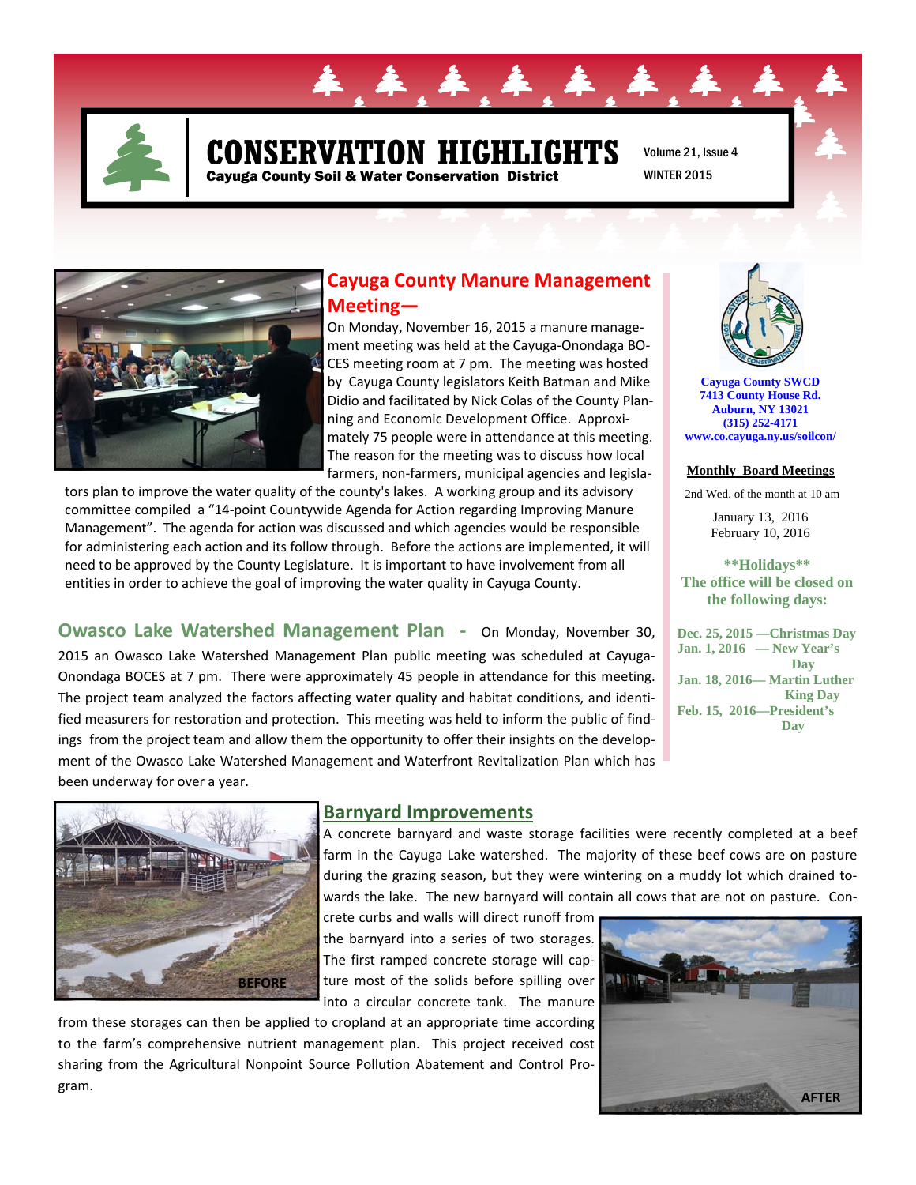# CONSERVATION HIGHLIGHTS

**Cayuga County Soil & Water Conservation District**

Volume 21, Issue 4

WINTER 2015

## Cayuga County Manure Management Meeting—

On Monday, November 16, 2015 a manure management meeting was held at the Cayuga-Onondaga BOCES meeting room at 7 pm. The meeting was hosted by Cayuga County legislators Keith Batman and Mike Didio and facilitated by Nick Colas of the County Planning and Economic Development Office. Approximately 75 people were in attendance at this meeting. The reason for the meeting was to discuss how local farmers, non-farmers, municipal agencies and legislators plan to improve the water quality of the county's lakes. A working group and its advisory committee compiled a "14-point Countywide Agenda for Action regarding Improving Manure Management". The agenda for action was discussed and which agencies would be responsible for administering each action and its follow through. Before the actions are implemented, it will need to be approved by the County Legislature. It is important to have involvement from all entities in order to achieve the goal of improving the water quality in Cayuga County.

## Owasco Lake Watershed Management Plan -

On Monday, November 30, 2015 an Owasco Lake Watershed Management Plan public meeting was scheduled at Cayuga-Onondaga BOCES at 7 pm. There were approximately 45 people in attendance for this meeting. The project team analyzed the factors affecting water quality and habitat conditions, and identified measurers for restoration and protection. This meeting was held to inform the public of findings from the project team and allow them the opportunity to offer their insights on the development of the Owasco Lake Watershed Management and Waterfront Revitalization Plan which has been underway for over a year.

## Barnyard Improvements

A concrete barnyard and waste storage facilities were recently completed at a beef farm in the Cayuga Lake watershed. The majority of these beef cows are on pasture during the grazing season, but they were wintering on a muddy lot which drained towards the lake. The new barnyard will contain all cows that are not on pasture. Concrete curbs and walls will direct runoff from the barnyard into a series of two storages. The first ramped concrete storage will capture most of the solids before spilling over into a circular concrete tank. The manure from these storages can then be applied to cropland at an appropriate time according to the farm's comprehensive nutrient management plan. This project received cost sharing from the Agricultural Nonpoint Source Pollution Abatement and Control Program.

BEFORE

AFTER

---

**Cayuga County SWCD**
**7413 County House Rd.**
**Auburn, NY 13021**
**(315) 252-4171**
**www.co.cayuga.ny.us/soilcon/**

**Monthly Board Meetings**

2nd Wed. of the month at 10 am

January 13, 2016
February 10, 2016

**\*\*Holidays\*\***
**The office will be closed on the following days:**

**Dec. 25, 2015 —Christmas Day**
**Jan. 1, 2016 — New Year's Day**
**Jan. 18, 2016— Martin Luther King Day**
**Feb. 15, 2016—President's Day**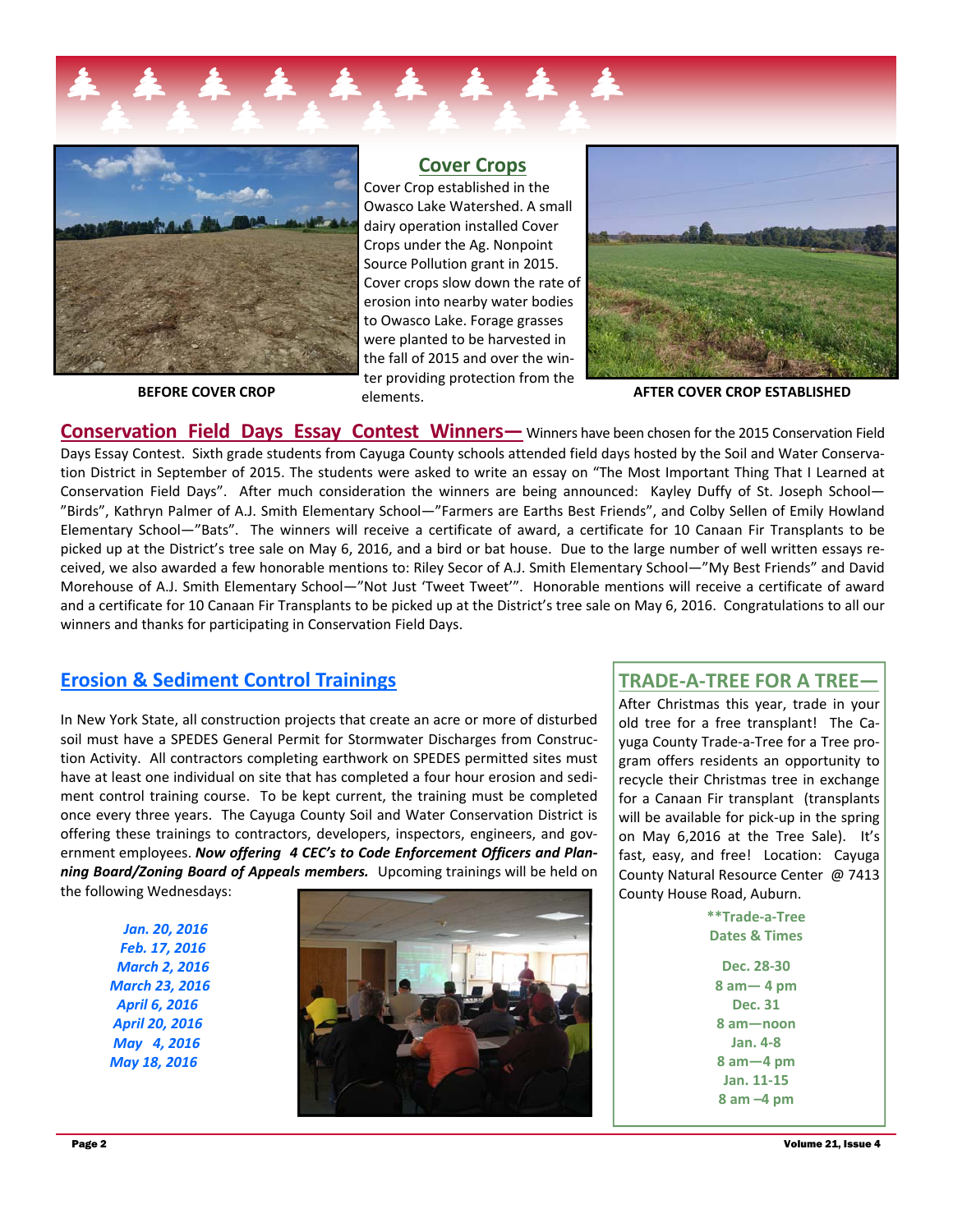## Cover Crops

Cover Crop established in the Owasco Lake Watershed. A small dairy operation installed Cover Crops under the Ag. Nonpoint Source Pollution grant in 2015. Cover crops slow down the rate of erosion into nearby water bodies to Owasco Lake. Forage grasses were planted to be harvested in the fall of 2015 and over the winter providing protection from the elements.

**BEFORE COVER CROP**

**AFTER COVER CROP ESTABLISHED**

**Conservation Field Days Essay Contest Winners—** Winners have been chosen for the 2015 Conservation Field Days Essay Contest. Sixth grade students from Cayuga County schools attended field days hosted by the Soil and Water Conservation District in September of 2015. The students were asked to write an essay on "The Most Important Thing That I Learned at Conservation Field Days". After much consideration the winners are being announced: Kayley Duffy of St. Joseph School—"Birds", Kathryn Palmer of A.J. Smith Elementary School—"Farmers are Earths Best Friends", and Colby Sellen of Emily Howland Elementary School—"Bats". The winners will receive a certificate of award, a certificate for 10 Canaan Fir Transplants to be picked up at the District's tree sale on May 6, 2016, and a bird or bat house. Due to the large number of well written essays received, we also awarded a few honorable mentions to: Riley Secor of A.J. Smith Elementary School—"My Best Friends" and David Morehouse of A.J. Smith Elementary School—"Not Just 'Tweet Tweet'". Honorable mentions will receive a certificate of award and a certificate for 10 Canaan Fir Transplants to be picked up at the District's tree sale on May 6, 2016. Congratulations to all our winners and thanks for participating in Conservation Field Days.

## Erosion & Sediment Control Trainings

In New York State, all construction projects that create an acre or more of disturbed soil must have a SPEDES General Permit for Stormwater Discharges from Construction Activity. All contractors completing earthwork on SPEDES permitted sites must have at least one individual on site that has completed a four hour erosion and sediment control training course. To be kept current, the training must be completed once every three years. The Cayuga County Soil and Water Conservation District is offering these trainings to contractors, developers, inspectors, engineers, and government employees. ***Now offering 4 CEC's to Code Enforcement Officers and Planning Board/Zoning Board of Appeals members.*** Upcoming trainings will be held on the following Wednesdays:

***Jan. 20, 2016***
***Feb. 17, 2016***
***March 2, 2016***
***March 23, 2016***
***April 6, 2016***
***April 20, 2016***
***May 4, 2016***
***May 18, 2016***

## TRADE-A-TREE FOR A TREE—

After Christmas this year, trade in your old tree for a free transplant! The Cayuga County Trade-a-Tree for a Tree program offers residents an opportunity to recycle their Christmas tree in exchange for a Canaan Fir transplant (transplants will be available for pick-up in the spring on May 6,2016 at the Tree Sale). It's fast, easy, and free! Location: Cayuga County Natural Resource Center @ 7413 County House Road, Auburn.

**\*\*Trade-a-Tree Dates & Times**

**Dec. 28-30**
**8 am— 4 pm**
**Dec. 31**
**8 am—noon**
**Jan. 4-8**
**8 am—4 pm**
**Jan. 11-15**
**8 am –4 pm**